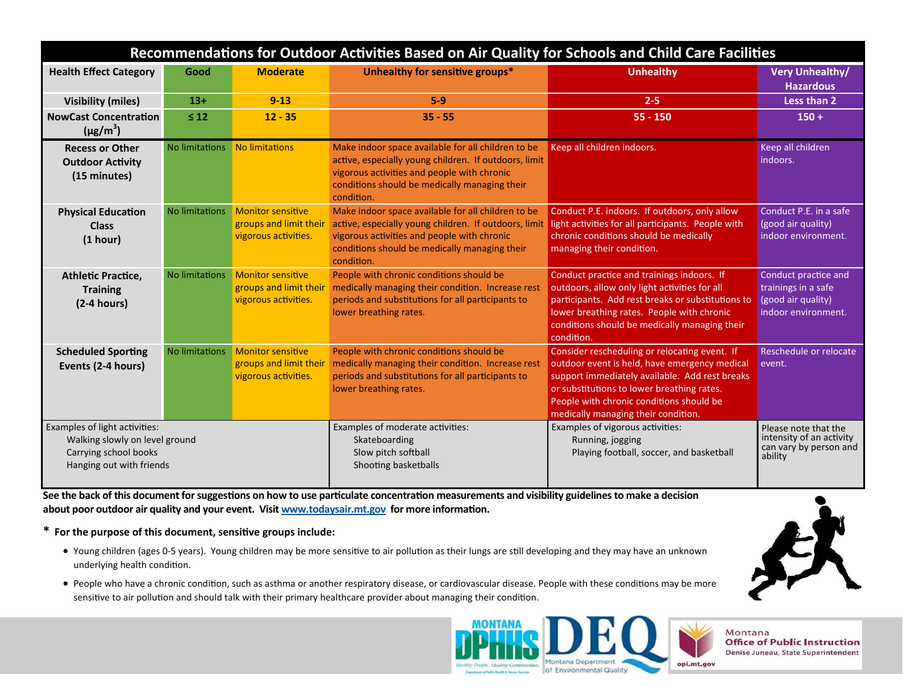# Recommendations for Outdoor Activities Based on Air Quality for Schools and Child Care Facilities

| Health Effect Category | Good | Moderate | Unhealthy for sensitive groups* | Unhealthy | Very Unhealthy/ Hazardous |
|---|---|---|---|---|---|
| **Visibility (miles)** | **13+** | **9-13** | **5-9** | **2-5** | **Less than 2** |
| **NowCast Concentration ($\mu g/m^3$)** | **≤ 12** | **12 - 35** | **35 - 55** | **55 - 150** | **150 +** |
| **Recess or Other Outdoor Activity (15 minutes)** | No limitations | No limitations | Make indoor space available for all children to be active, especially young children. If outdoors, limit vigorous activities and people with chronic conditions should be medically managing their condition. | Keep all children indoors. | Keep all children indoors. |
| **Physical Education Class (1 hour)** | No limitations | Monitor sensitive groups and limit their vigorous activities. | Make indoor space available for all children to be active, especially young children. If outdoors, limit vigorous activities and people with chronic conditions should be medically managing their condition. | Conduct P.E. indoors. If outdoors, only allow light activities for all participants. People with chronic conditions should be medically managing their condition. | Conduct P.E. in a safe (good air quality) indoor environment. |
| **Athletic Practice, Training (2-4 hours)** | No limitations | Monitor sensitive groups and limit their vigorous activities. | People with chronic conditions should be medically managing their condition. Increase rest periods and substitutions for all participants to lower breathing rates. | Conduct practice and trainings indoors. If outdoors, allow only light activities for all participants. Add rest breaks or substitutions to lower breathing rates. People with chronic conditions should be medically managing their condition. | Conduct practice and trainings in a safe (good air quality) indoor environment. |
| **Scheduled Sporting Events (2-4 hours)** | No limitations | Monitor sensitive groups and limit their vigorous activities. | People with chronic conditions should be medically managing their condition. Increase rest periods and substitutions for all participants to lower breathing rates. | Consider rescheduling or relocating event. If outdoor event is held, have emergency medical support immediately available. Add rest breaks or substitutions to lower breathing rates. People with chronic conditions should be medically managing their condition. | Reschedule or relocate event. |
| Examples of light activities: Walking slowly on level ground; Carrying school books; Hanging out with friends | | | Examples of moderate activities: Skateboarding; Slow pitch softball; Shooting basketballs | Examples of vigorous activities: Running, jogging; Playing football, soccer, and basketball | Please note that the intensity of an activity can vary by person and ability |

**See the back of this document for suggestions on how to use particulate concentration measurements and visibility guidelines to make a decision about poor outdoor air quality and your event. Visit www.todaysair.mt.gov for more information.**

**\* For the purpose of this document, sensitive groups include:**

- Young children (ages 0-5 years). Young children may be more sensitive to air pollution as their lungs are still developing and they may have an unknown underlying health condition.
- People who have a chronic condition, such as asthma or another respiratory disease, or cardiovascular disease. People with these conditions may be more sensitive to air pollution and should talk with their primary healthcare provider about managing their condition.

Montana DPHHS — Healthy People. Healthy Communities. Department of Public Health & Human Services

DEQ — Montana Department of Environmental Quality

Montana Office of Public Instruction — Denise Juneau, State Superintendent — opi.mt.gov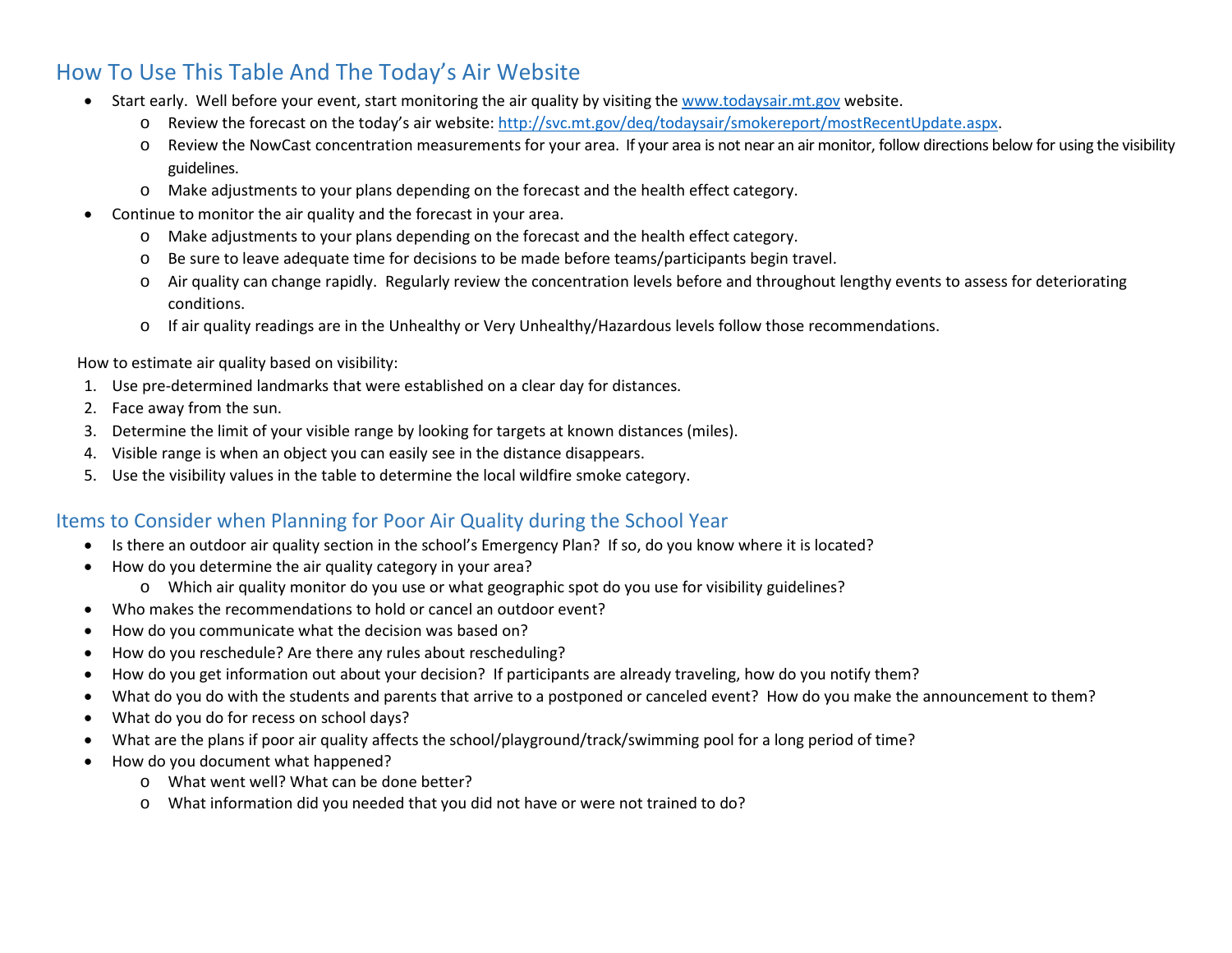## How To Use This Table And The Today's Air Website

- Start early. Well before your event, start monitoring the air quality by visiting the [www.todaysair.mt.gov](www.todaysair.mt.gov) website.
  - Review the forecast on the today's air website: [http://svc.mt.gov/deq/todaysair/smokereport/mostRecentUpdate.aspx](http://svc.mt.gov/deq/todaysair/smokereport/mostRecentUpdate.aspx).
  - Review the NowCast concentration measurements for your area. If your area is not near an air monitor, follow directions below for using the visibility guidelines.
  - Make adjustments to your plans depending on the forecast and the health effect category.
- Continue to monitor the air quality and the forecast in your area.
  - Make adjustments to your plans depending on the forecast and the health effect category.
  - Be sure to leave adequate time for decisions to be made before teams/participants begin travel.
  - Air quality can change rapidly. Regularly review the concentration levels before and throughout lengthy events to assess for deteriorating conditions.
  - If air quality readings are in the Unhealthy or Very Unhealthy/Hazardous levels follow those recommendations.

How to estimate air quality based on visibility:

1. Use pre-determined landmarks that were established on a clear day for distances.
2. Face away from the sun.
3. Determine the limit of your visible range by looking for targets at known distances (miles).
4. Visible range is when an object you can easily see in the distance disappears.
5. Use the visibility values in the table to determine the local wildfire smoke category.

## Items to Consider when Planning for Poor Air Quality during the School Year

- Is there an outdoor air quality section in the school's Emergency Plan? If so, do you know where it is located?
- How do you determine the air quality category in your area?
  - Which air quality monitor do you use or what geographic spot do you use for visibility guidelines?
- Who makes the recommendations to hold or cancel an outdoor event?
- How do you communicate what the decision was based on?
- How do you reschedule? Are there any rules about rescheduling?
- How do you get information out about your decision? If participants are already traveling, how do you notify them?
- What do you do with the students and parents that arrive to a postponed or canceled event? How do you make the announcement to them?
- What do you do for recess on school days?
- What are the plans if poor air quality affects the school/playground/track/swimming pool for a long period of time?
- How do you document what happened?
  - What went well? What can be done better?
  - What information did you needed that you did not have or were not trained to do?